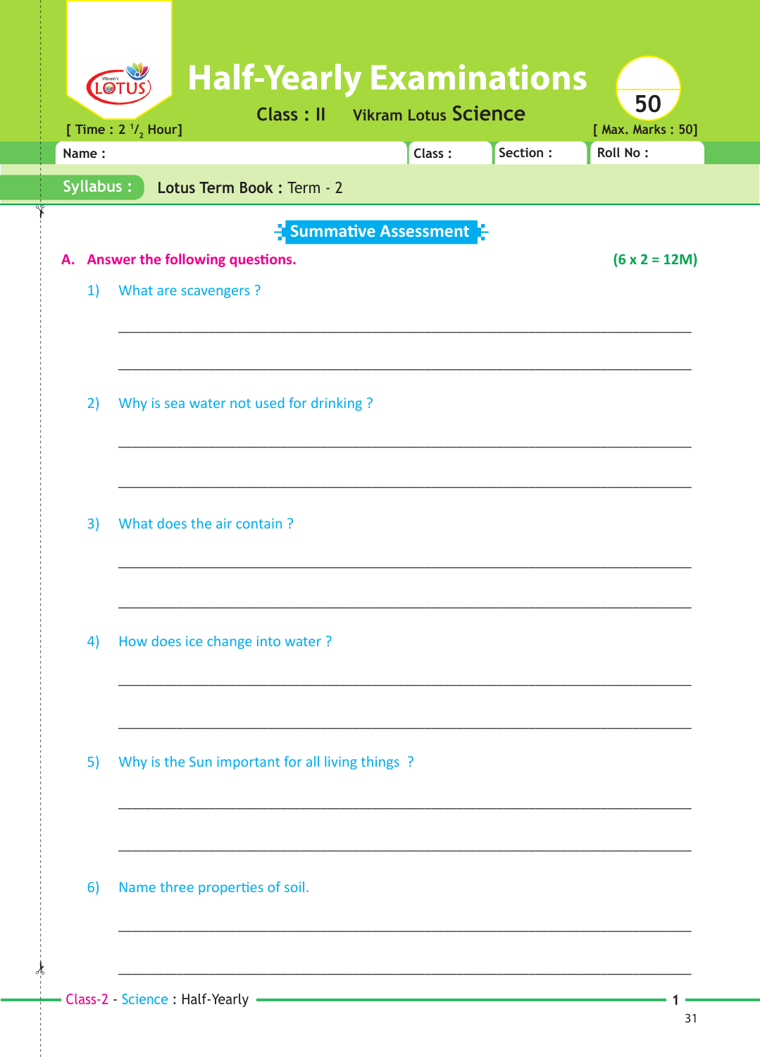# Half-Yearly Examinations

**Class : II** Vikram Lotus **Science**

[ Time : 2 $^1/_2$ Hour] [ Max. Marks : 50]

50

Name : Class : Section : Roll No :

**Syllabus :** **Lotus Term Book :** Term - 2

## Summative Assessment

**A. Answer the following questions.** **(6 x 2 = 12M)**

1) What are scavengers ?

______________________________________________________________________

______________________________________________________________________

2) Why is sea water not used for drinking ?

______________________________________________________________________

______________________________________________________________________

3) What does the air contain ?

______________________________________________________________________

______________________________________________________________________

4) How does ice change into water ?

______________________________________________________________________

______________________________________________________________________

5) Why is the Sun important for all living things ?

______________________________________________________________________

______________________________________________________________________

6) Name three properties of soil.

______________________________________________________________________

______________________________________________________________________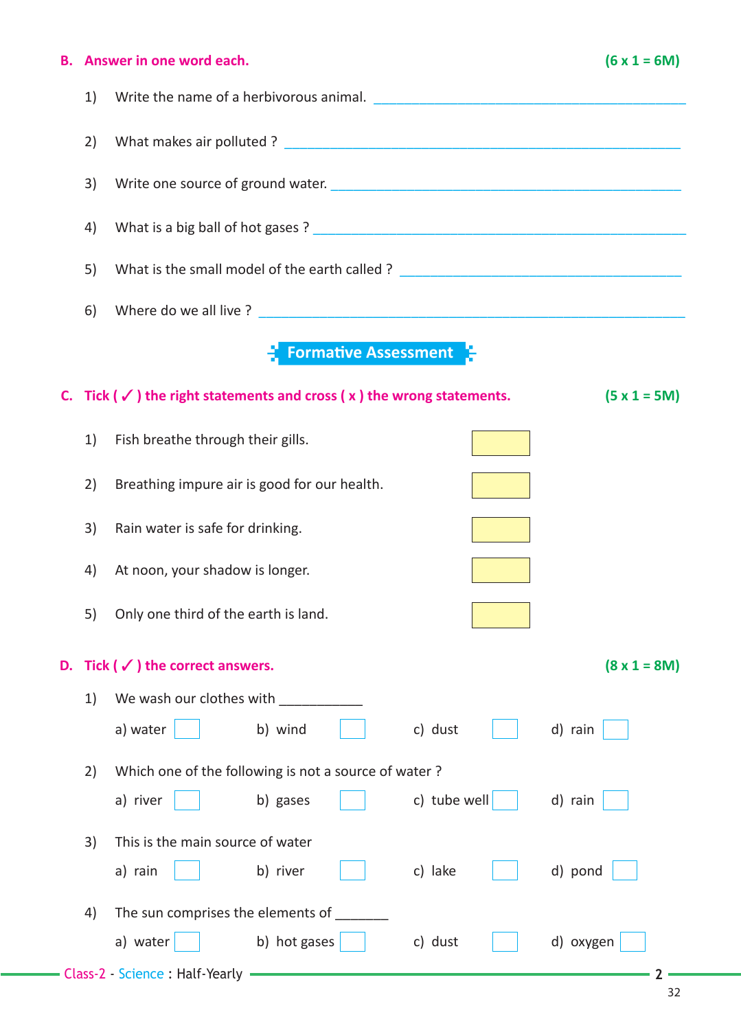**B. Answer in one word each.** **(6 x 1 = 6M)**

1) Write the name of a herbivorous animal. ______________________________

2) What makes air polluted ? ______________________________

3) Write one source of ground water. ______________________________

4) What is a big ball of hot gases ? ______________________________

5) What is the small model of the earth called ? ______________________________

6) Where do we all live ? ______________________________

## Formative Assessment

**C. Tick ( ✓ ) the right statements and cross ( x ) the wrong statements.** **(5 x 1 = 5M)**

1) Fish breathe through their gills. [ ]

2) Breathing impure air is good for our health. [ ]

3) Rain water is safe for drinking. [ ]

4) At noon, your shadow is longer. [ ]

5) Only one third of the earth is land. [ ]

**D. Tick ( ✓ ) the correct answers.** **(8 x 1 = 8M)**

1) We wash our clothes with ___________

a) water [ ]  b) wind [ ]  c) dust [ ]  d) rain [ ]

2) Which one of the following is not a source of water ?

a) river [ ]  b) gases [ ]  c) tube well [ ]  d) rain [ ]

3) This is the main source of water

a) rain [ ]  b) river [ ]  c) lake [ ]  d) pond [ ]

4) The sun comprises the elements of _______

a) water [ ]  b) hot gases [ ]  c) dust [ ]  d) oxygen [ ]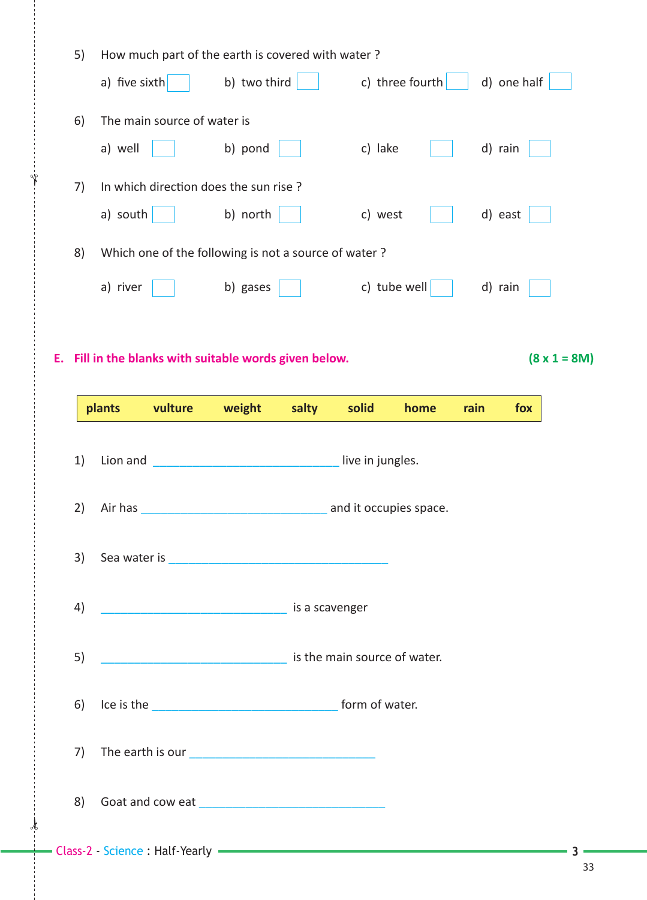5) How much part of the earth is covered with water ?

a) five sixth ☐ b) two third ☐ c) three fourth ☐ d) one half ☐

6) The main source of water is

a) well ☐ b) pond ☐ c) lake ☐ d) rain ☐

7) In which direction does the sun rise ?

a) south ☐ b) north ☐ c) west ☐ d) east ☐

8) Which one of the following is not a source of water ?

a) river ☐ b) gases ☐ c) tube well ☐ d) rain ☐

## E. Fill in the blanks with suitable words given below. (8 x 1 = 8M)

| plants | vulture | weight | salty | solid | home | rain | fox |
|---|---|---|---|---|---|---|---|

1) Lion and ______________________________ live in jungles.

2) Air has ______________________________ and it occupies space.

3) Sea water is ____________________________________

4) ______________________________ is a scavenger

5) ______________________________ is the main source of water.

6) Ice is the ______________________________ form of water.

7) The earth is our ______________________________

8) Goat and cow eat ______________________________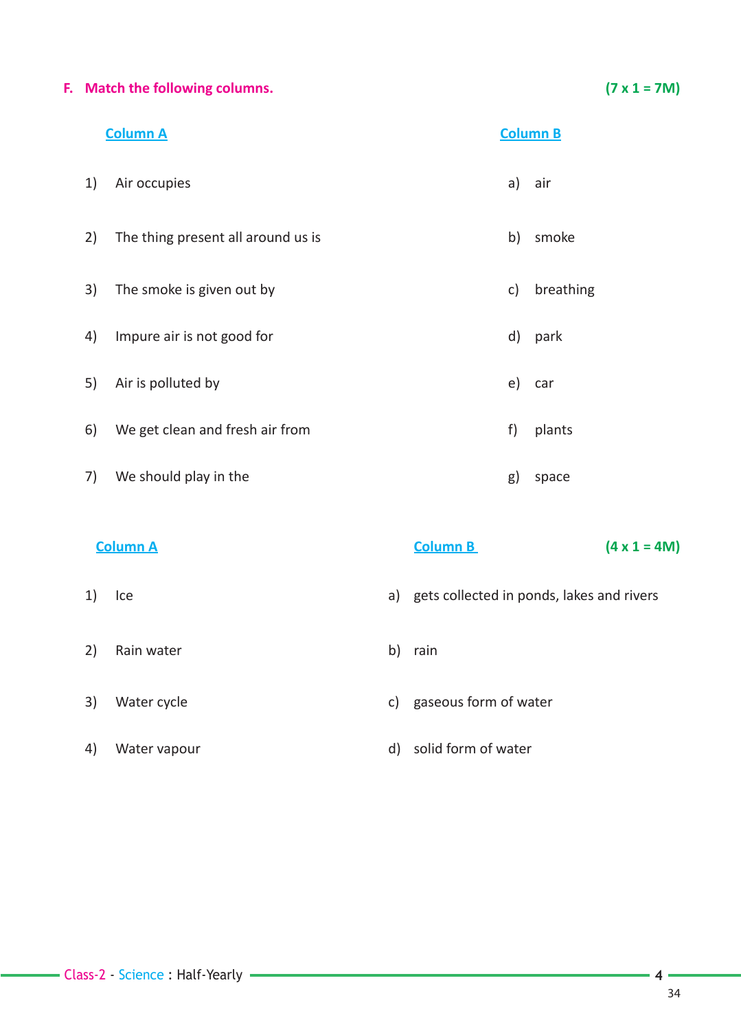**F. Match the following columns.** **(7 x 1 = 7M)**

| Column A | Column B |
| --- | --- |
| 1) Air occupies | a) air |
| 2) The thing present all around us is | b) smoke |
| 3) The smoke is given out by | c) breathing |
| 4) Impure air is not good for | d) park |
| 5) Air is polluted by | e) car |
| 6) We get clean and fresh air from | f) plants |
| 7) We should play in the | g) space |

**(4 x 1 = 4M)**

| Column A | Column B |
| --- | --- |
| 1) Ice | a) gets collected in ponds, lakes and rivers |
| 2) Rain water | b) rain |
| 3) Water cycle | c) gaseous form of water |
| 4) Water vapour | d) solid form of water |